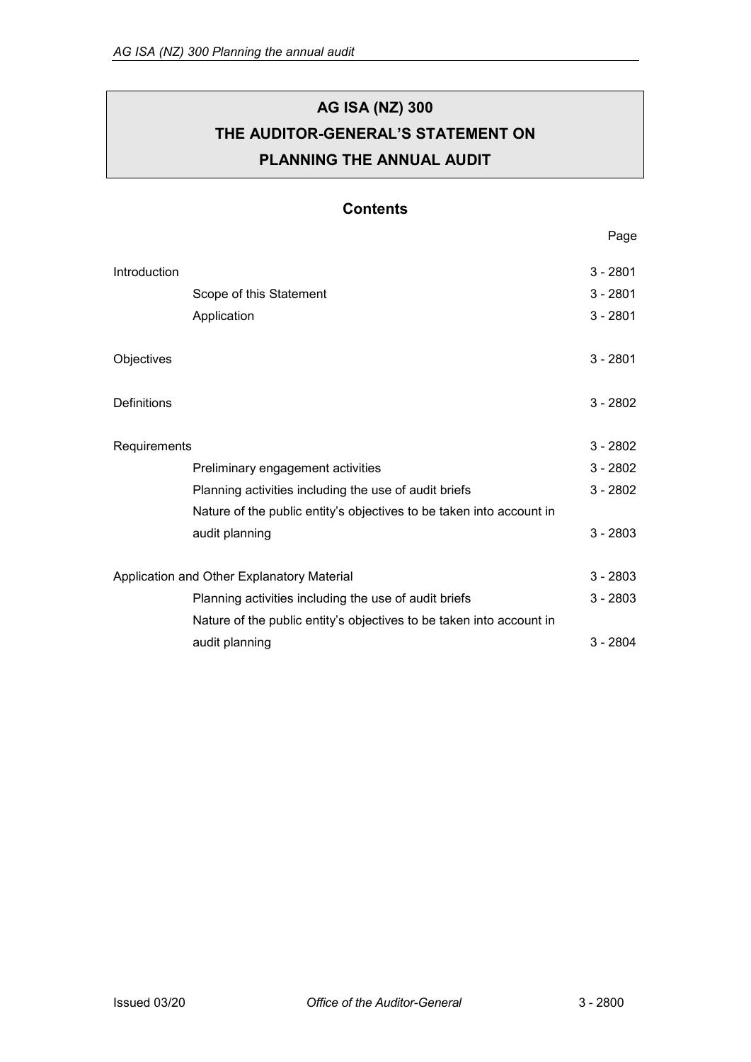# AG ISA (NZ) 300
# THE AUDITOR-GENERAL'S STATEMENT ON PLANNING THE ANNUAL AUDIT

## Contents

| | Page |
|---|---|
| Introduction | 3 - 2801 |
| Scope of this Statement | 3 - 2801 |
| Application | 3 - 2801 |
| Objectives | 3 - 2801 |
| Definitions | 3 - 2802 |
| Requirements | 3 - 2802 |
| Preliminary engagement activities | 3 - 2802 |
| Planning activities including the use of audit briefs | 3 - 2802 |
| Nature of the public entity's objectives to be taken into account in audit planning | 3 - 2803 |
| Application and Other Explanatory Material | 3 - 2803 |
| Planning activities including the use of audit briefs | 3 - 2803 |
| Nature of the public entity's objectives to be taken into account in audit planning | 3 - 2804 |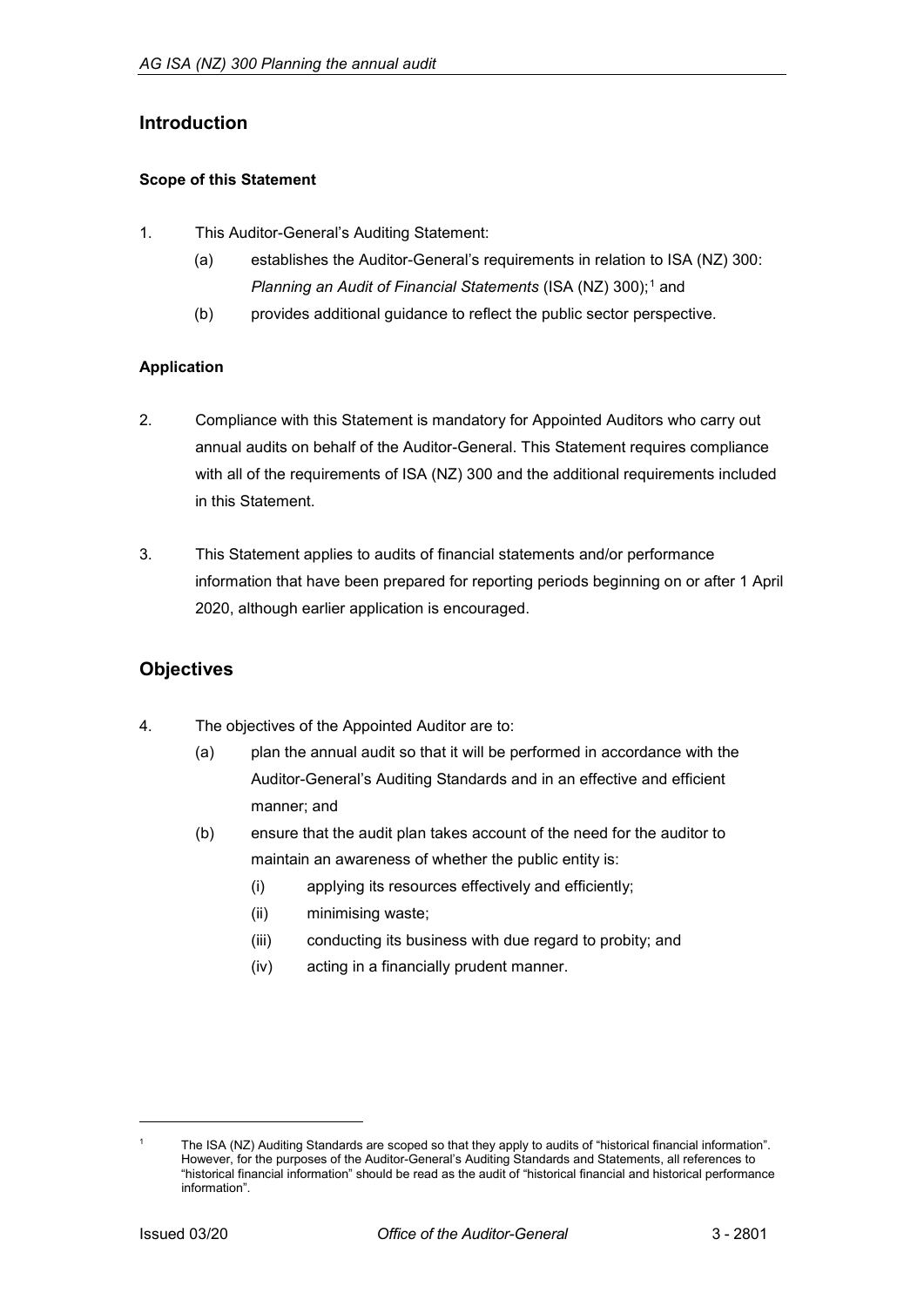## Introduction

### Scope of this Statement

1. This Auditor-General's Auditing Statement:
   (a) establishes the Auditor-General's requirements in relation to ISA (NZ) 300: *Planning an Audit of Financial Statements* (ISA (NZ) 300);[1] and
   (b) provides additional guidance to reflect the public sector perspective.

### Application

2. Compliance with this Statement is mandatory for Appointed Auditors who carry out annual audits on behalf of the Auditor-General. This Statement requires compliance with all of the requirements of ISA (NZ) 300 and the additional requirements included in this Statement.

3. This Statement applies to audits of financial statements and/or performance information that have been prepared for reporting periods beginning on or after 1 April 2020, although earlier application is encouraged.

## Objectives

4. The objectives of the Appointed Auditor are to:
   (a) plan the annual audit so that it will be performed in accordance with the Auditor-General's Auditing Standards and in an effective and efficient manner; and
   (b) ensure that the audit plan takes account of the need for the auditor to maintain an awareness of whether the public entity is:
      (i) applying its resources effectively and efficiently;
      (ii) minimising waste;
      (iii) conducting its business with due regard to probity; and
      (iv) acting in a financially prudent manner.

---

[1] The ISA (NZ) Auditing Standards are scoped so that they apply to audits of "historical financial information". However, for the purposes of the Auditor-General's Auditing Standards and Statements, all references to "historical financial information" should be read as the audit of "historical financial and historical performance information".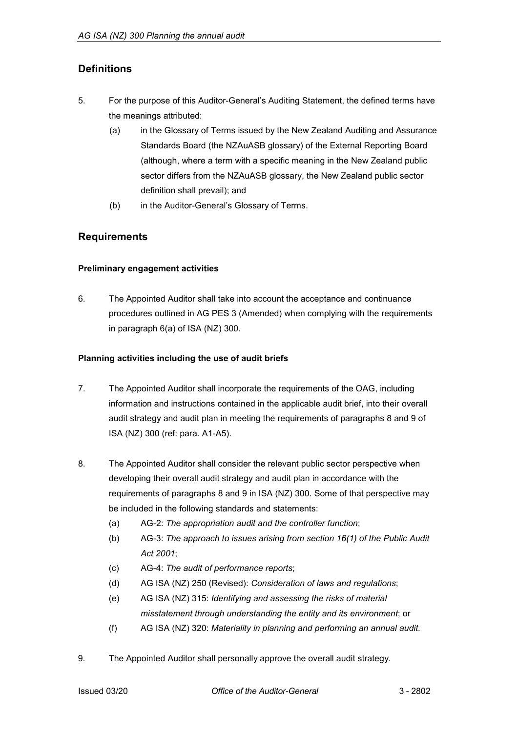## Definitions

5. For the purpose of this Auditor-General's Auditing Statement, the defined terms have the meanings attributed:
   - (a) in the Glossary of Terms issued by the New Zealand Auditing and Assurance Standards Board (the NZAuASB glossary) of the External Reporting Board (although, where a term with a specific meaning in the New Zealand public sector differs from the NZAuASB glossary, the New Zealand public sector definition shall prevail); and
   - (b) in the Auditor-General's Glossary of Terms.

## Requirements

### Preliminary engagement activities

6. The Appointed Auditor shall take into account the acceptance and continuance procedures outlined in AG PES 3 (Amended) when complying with the requirements in paragraph 6(a) of ISA (NZ) 300.

### Planning activities including the use of audit briefs

7. The Appointed Auditor shall incorporate the requirements of the OAG, including information and instructions contained in the applicable audit brief, into their overall audit strategy and audit plan in meeting the requirements of paragraphs 8 and 9 of ISA (NZ) 300 (ref: para. A1-A5).

8. The Appointed Auditor shall consider the relevant public sector perspective when developing their overall audit strategy and audit plan in accordance with the requirements of paragraphs 8 and 9 in ISA (NZ) 300. Some of that perspective may be included in the following standards and statements:
   - (a) AG-2: *The appropriation audit and the controller function*;
   - (b) AG-3: *The approach to issues arising from section 16(1) of the Public Audit Act 2001*;
   - (c) AG-4: *The audit of performance reports*;
   - (d) AG ISA (NZ) 250 (Revised): *Consideration of laws and regulations*;
   - (e) AG ISA (NZ) 315: *Identifying and assessing the risks of material misstatement through understanding the entity and its environment*; or
   - (f) AG ISA (NZ) 320: *Materiality in planning and performing an annual audit.*

9. The Appointed Auditor shall personally approve the overall audit strategy.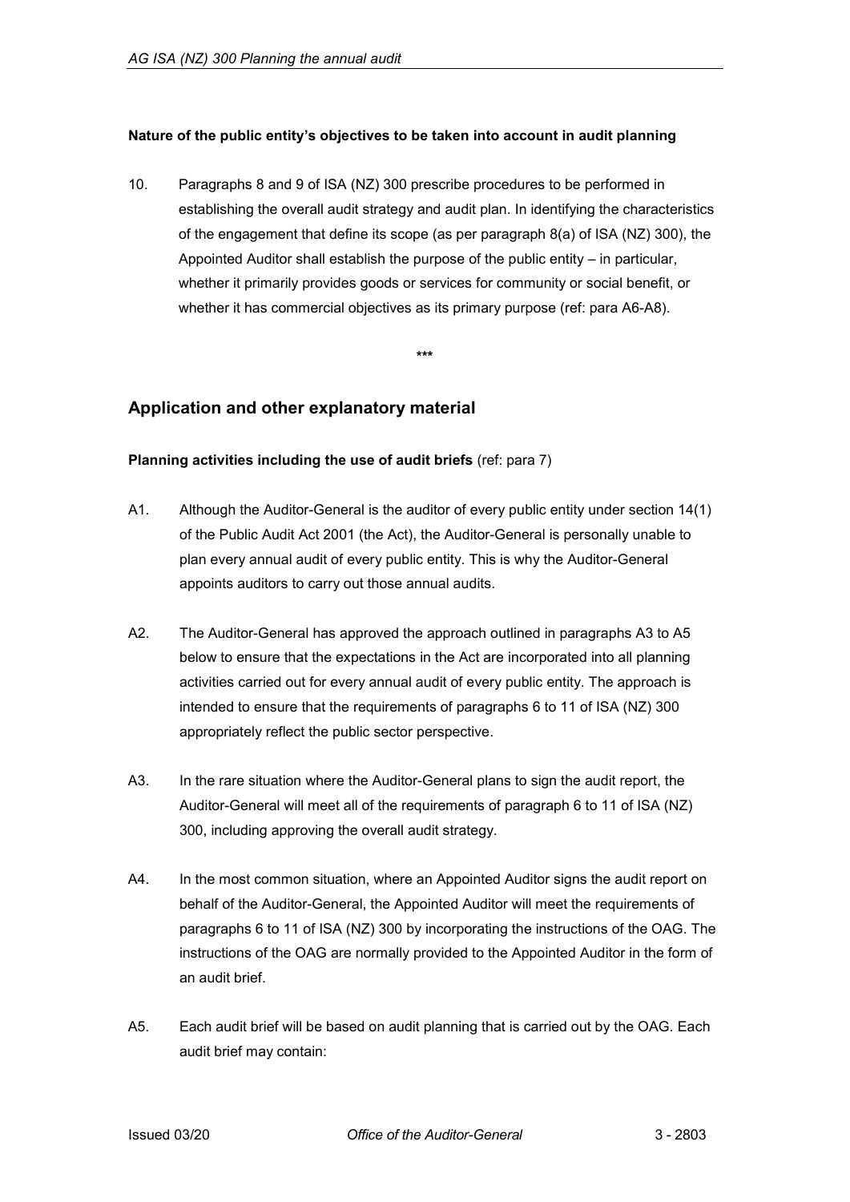**Nature of the public entity's objectives to be taken into account in audit planning**

10. Paragraphs 8 and 9 of ISA (NZ) 300 prescribe procedures to be performed in establishing the overall audit strategy and audit plan. In identifying the characteristics of the engagement that define its scope (as per paragraph 8(a) of ISA (NZ) 300), the Appointed Auditor shall establish the purpose of the public entity – in particular, whether it primarily provides goods or services for community or social benefit, or whether it has commercial objectives as its primary purpose (ref: para A6-A8).

\*\*\*

## Application and other explanatory material

**Planning activities including the use of audit briefs** (ref: para 7)

A1. Although the Auditor-General is the auditor of every public entity under section 14(1) of the Public Audit Act 2001 (the Act), the Auditor-General is personally unable to plan every annual audit of every public entity. This is why the Auditor-General appoints auditors to carry out those annual audits.

A2. The Auditor-General has approved the approach outlined in paragraphs A3 to A5 below to ensure that the expectations in the Act are incorporated into all planning activities carried out for every annual audit of every public entity. The approach is intended to ensure that the requirements of paragraphs 6 to 11 of ISA (NZ) 300 appropriately reflect the public sector perspective.

A3. In the rare situation where the Auditor-General plans to sign the audit report, the Auditor-General will meet all of the requirements of paragraph 6 to 11 of ISA (NZ) 300, including approving the overall audit strategy.

A4. In the most common situation, where an Appointed Auditor signs the audit report on behalf of the Auditor-General, the Appointed Auditor will meet the requirements of paragraphs 6 to 11 of ISA (NZ) 300 by incorporating the instructions of the OAG. The instructions of the OAG are normally provided to the Appointed Auditor in the form of an audit brief.

A5. Each audit brief will be based on audit planning that is carried out by the OAG. Each audit brief may contain: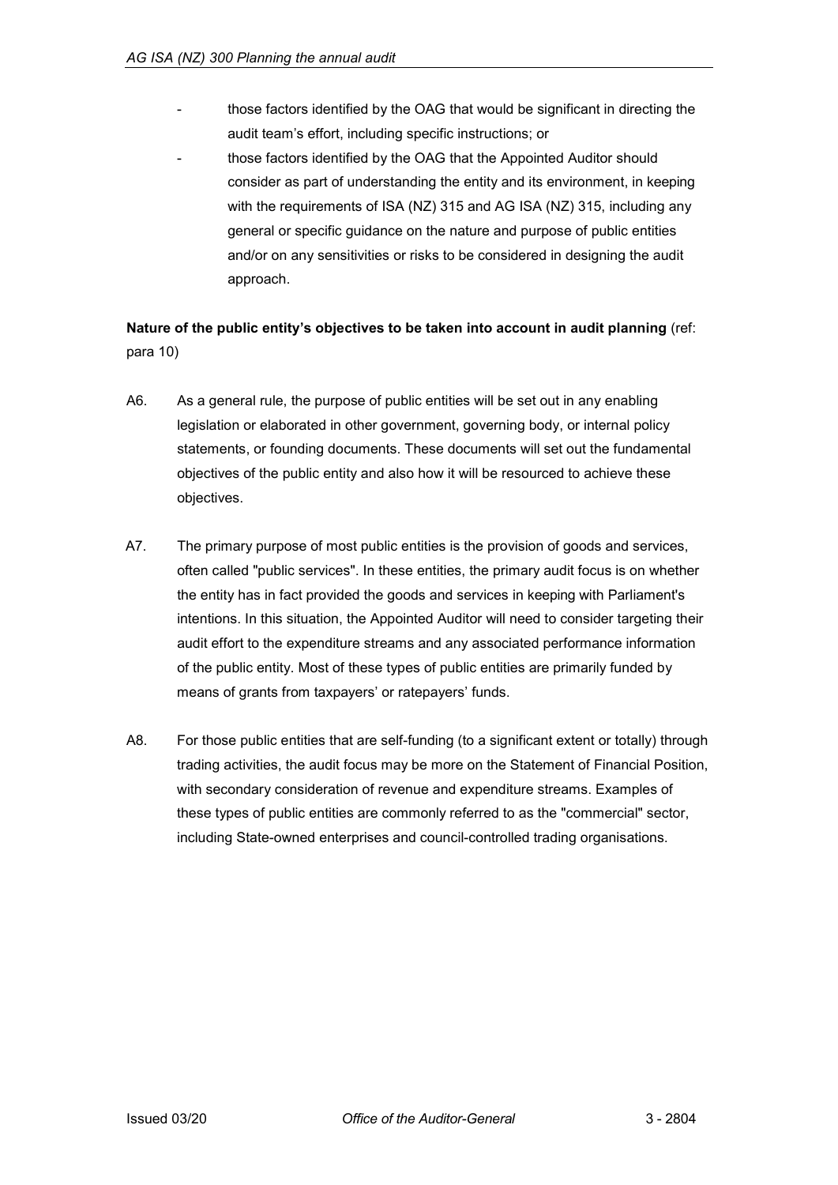- those factors identified by the OAG that would be significant in directing the audit team's effort, including specific instructions; or
- those factors identified by the OAG that the Appointed Auditor should consider as part of understanding the entity and its environment, in keeping with the requirements of ISA (NZ) 315 and AG ISA (NZ) 315, including any general or specific guidance on the nature and purpose of public entities and/or on any sensitivities or risks to be considered in designing the audit approach.

**Nature of the public entity's objectives to be taken into account in audit planning** (ref: para 10)

A6. As a general rule, the purpose of public entities will be set out in any enabling legislation or elaborated in other government, governing body, or internal policy statements, or founding documents. These documents will set out the fundamental objectives of the public entity and also how it will be resourced to achieve these objectives.

A7. The primary purpose of most public entities is the provision of goods and services, often called "public services". In these entities, the primary audit focus is on whether the entity has in fact provided the goods and services in keeping with Parliament's intentions. In this situation, the Appointed Auditor will need to consider targeting their audit effort to the expenditure streams and any associated performance information of the public entity. Most of these types of public entities are primarily funded by means of grants from taxpayers' or ratepayers' funds.

A8. For those public entities that are self-funding (to a significant extent or totally) through trading activities, the audit focus may be more on the Statement of Financial Position, with secondary consideration of revenue and expenditure streams. Examples of these types of public entities are commonly referred to as the "commercial" sector, including State-owned enterprises and council-controlled trading organisations.